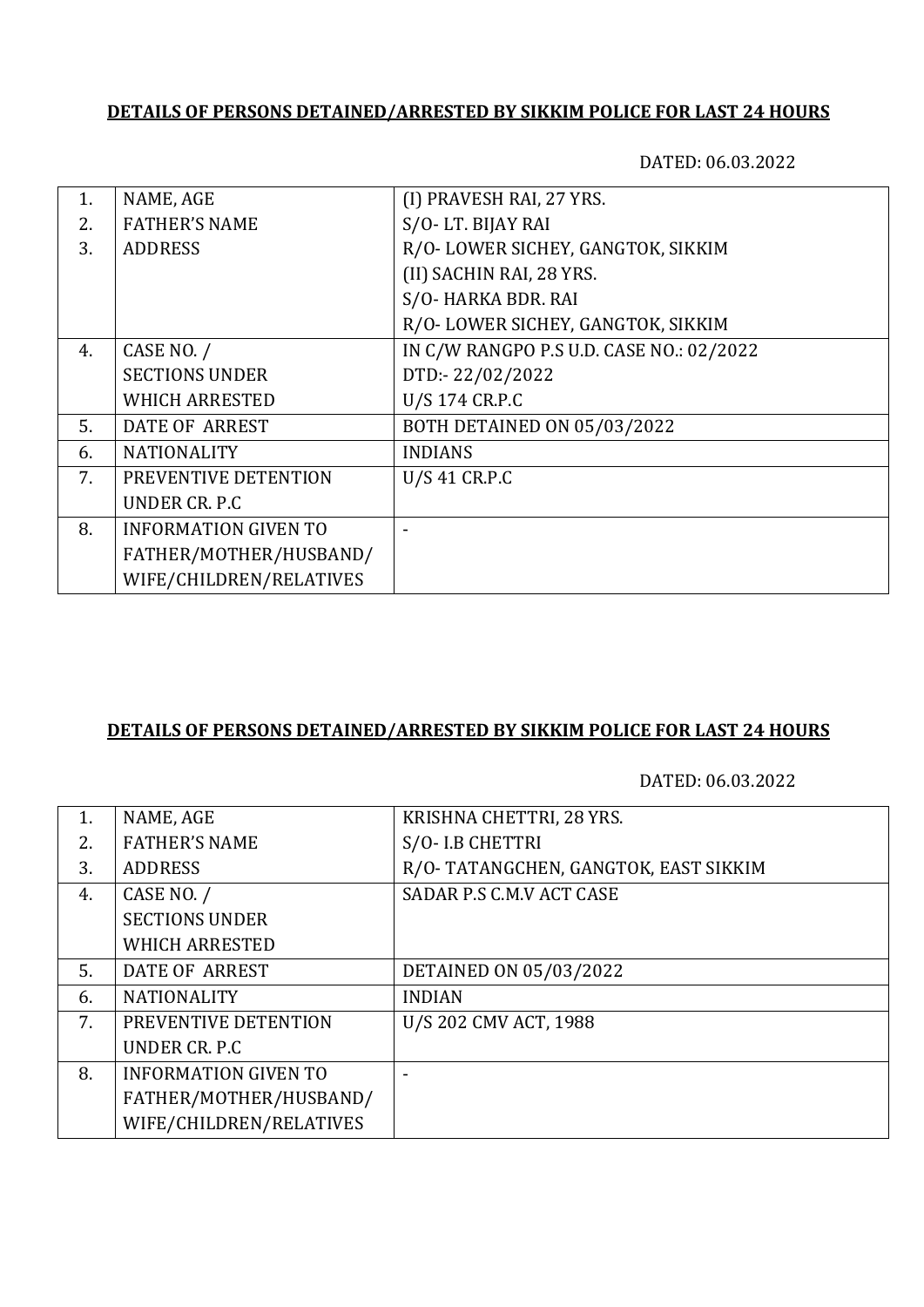**DETAILS OF PERSONS DETAINED/ARRESTED BY SIKKIM POLICE FOR LAST 24 HOURS**

DATED: 06.03.2022

| | | |
|---|---|---|
| 1.<br>2.<br>3. | NAME, AGE<br>FATHER'S NAME<br>ADDRESS | (I) PRAVESH RAI, 27 YRS.<br>S/O- LT. BIJAY RAI<br>R/O- LOWER SICHEY, GANGTOK, SIKKIM<br>(II) SACHIN RAI, 28 YRS.<br>S/O- HARKA BDR. RAI<br>R/O- LOWER SICHEY, GANGTOK, SIKKIM |
| 4. | CASE NO. /<br>SECTIONS UNDER<br>WHICH ARRESTED | IN C/W RANGPO P.S U.D. CASE NO.: 02/2022<br>DTD:- 22/02/2022<br>U/S 174 CR.P.C |
| 5. | DATE OF ARREST | BOTH DETAINED ON 05/03/2022 |
| 6. | NATIONALITY | INDIANS |
| 7. | PREVENTIVE DETENTION<br>UNDER CR. P.C | U/S 41 CR.P.C |
| 8. | INFORMATION GIVEN TO<br>FATHER/MOTHER/HUSBAND/<br>WIFE/CHILDREN/RELATIVES | - |

**DETAILS OF PERSONS DETAINED/ARRESTED BY SIKKIM POLICE FOR LAST 24 HOURS**

DATED: 06.03.2022

| | | |
|---|---|---|
| 1.<br>2.<br>3. | NAME, AGE<br>FATHER'S NAME<br>ADDRESS | KRISHNA CHETTRI, 28 YRS.<br>S/O- I.B CHETTRI<br>R/O- TATANGCHEN, GANGTOK, EAST SIKKIM |
| 4. | CASE NO. /<br>SECTIONS UNDER<br>WHICH ARRESTED | SADAR P.S C.M.V ACT CASE |
| 5. | DATE OF ARREST | DETAINED ON 05/03/2022 |
| 6. | NATIONALITY | INDIAN |
| 7. | PREVENTIVE DETENTION<br>UNDER CR. P.C | U/S 202 CMV ACT, 1988 |
| 8. | INFORMATION GIVEN TO<br>FATHER/MOTHER/HUSBAND/<br>WIFE/CHILDREN/RELATIVES | - |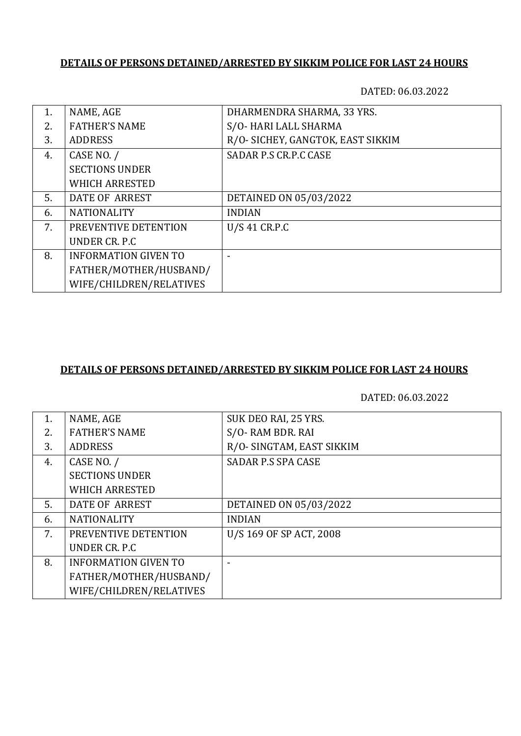**DETAILS OF PERSONS DETAINED/ARRESTED BY SIKKIM POLICE FOR LAST 24 HOURS**

DATED: 06.03.2022

| | | |
|---|---|---|
| 1. | NAME, AGE | DHARMENDRA SHARMA, 33 YRS. |
| 2. | FATHER'S NAME | S/O- HARI LALL SHARMA |
| 3. | ADDRESS | R/O- SICHEY, GANGTOK, EAST SIKKIM |
| 4. | CASE NO. / SECTIONS UNDER WHICH ARRESTED | SADAR P.S CR.P.C CASE |
| 5. | DATE OF ARREST | DETAINED ON 05/03/2022 |
| 6. | NATIONALITY | INDIAN |
| 7. | PREVENTIVE DETENTION UNDER CR. P.C | U/S 41 CR.P.C |
| 8. | INFORMATION GIVEN TO FATHER/MOTHER/HUSBAND/ WIFE/CHILDREN/RELATIVES | - |

**DETAILS OF PERSONS DETAINED/ARRESTED BY SIKKIM POLICE FOR LAST 24 HOURS**

DATED: 06.03.2022

| | | |
|---|---|---|
| 1. | NAME, AGE | SUK DEO RAI, 25 YRS. |
| 2. | FATHER'S NAME | S/O- RAM BDR. RAI |
| 3. | ADDRESS | R/O- SINGTAM, EAST SIKKIM |
| 4. | CASE NO. / SECTIONS UNDER WHICH ARRESTED | SADAR P.S SPA CASE |
| 5. | DATE OF ARREST | DETAINED ON 05/03/2022 |
| 6. | NATIONALITY | INDIAN |
| 7. | PREVENTIVE DETENTION UNDER CR. P.C | U/S 169 OF SP ACT, 2008 |
| 8. | INFORMATION GIVEN TO FATHER/MOTHER/HUSBAND/ WIFE/CHILDREN/RELATIVES | - |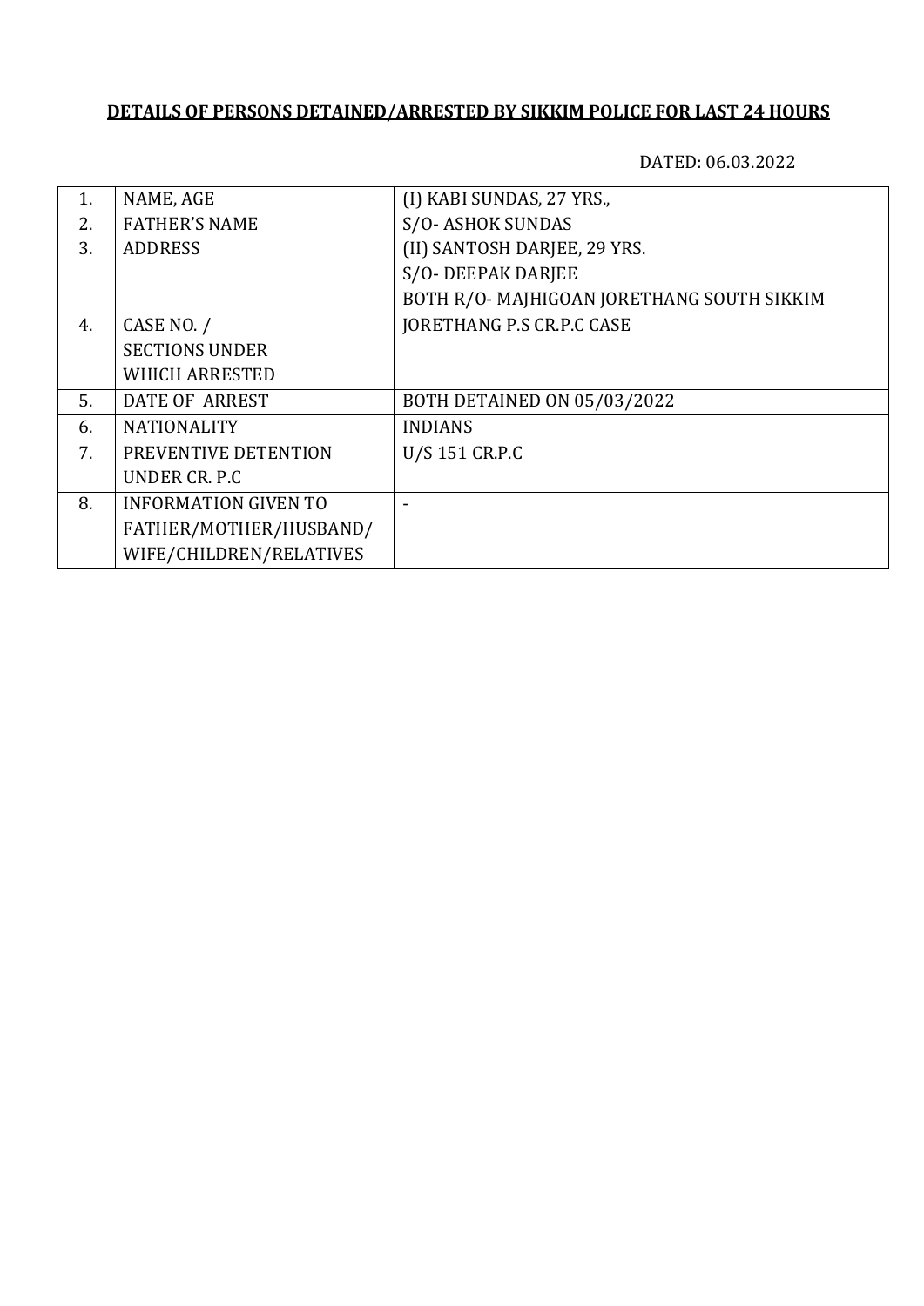**DETAILS OF PERSONS DETAINED/ARRESTED BY SIKKIM POLICE FOR LAST 24 HOURS**

DATED: 06.03.2022

| | | |
|---|---|---|
| 1.<br>2.<br>3. | NAME, AGE<br>FATHER'S NAME<br>ADDRESS | (I) KABI SUNDAS, 27 YRS.,<br>S/O- ASHOK SUNDAS<br>(II) SANTOSH DARJEE, 29 YRS.<br>S/O- DEEPAK DARJEE<br>BOTH R/O- MAJHIGOAN JORETHANG SOUTH SIKKIM |
| 4. | CASE NO. /<br>SECTIONS UNDER<br>WHICH ARRESTED | JORETHANG P.S CR.P.C CASE |
| 5. | DATE OF ARREST | BOTH DETAINED ON 05/03/2022 |
| 6. | NATIONALITY | INDIANS |
| 7. | PREVENTIVE DETENTION<br>UNDER CR. P.C | U/S 151 CR.P.C |
| 8. | INFORMATION GIVEN TO<br>FATHER/MOTHER/HUSBAND/<br>WIFE/CHILDREN/RELATIVES | - |